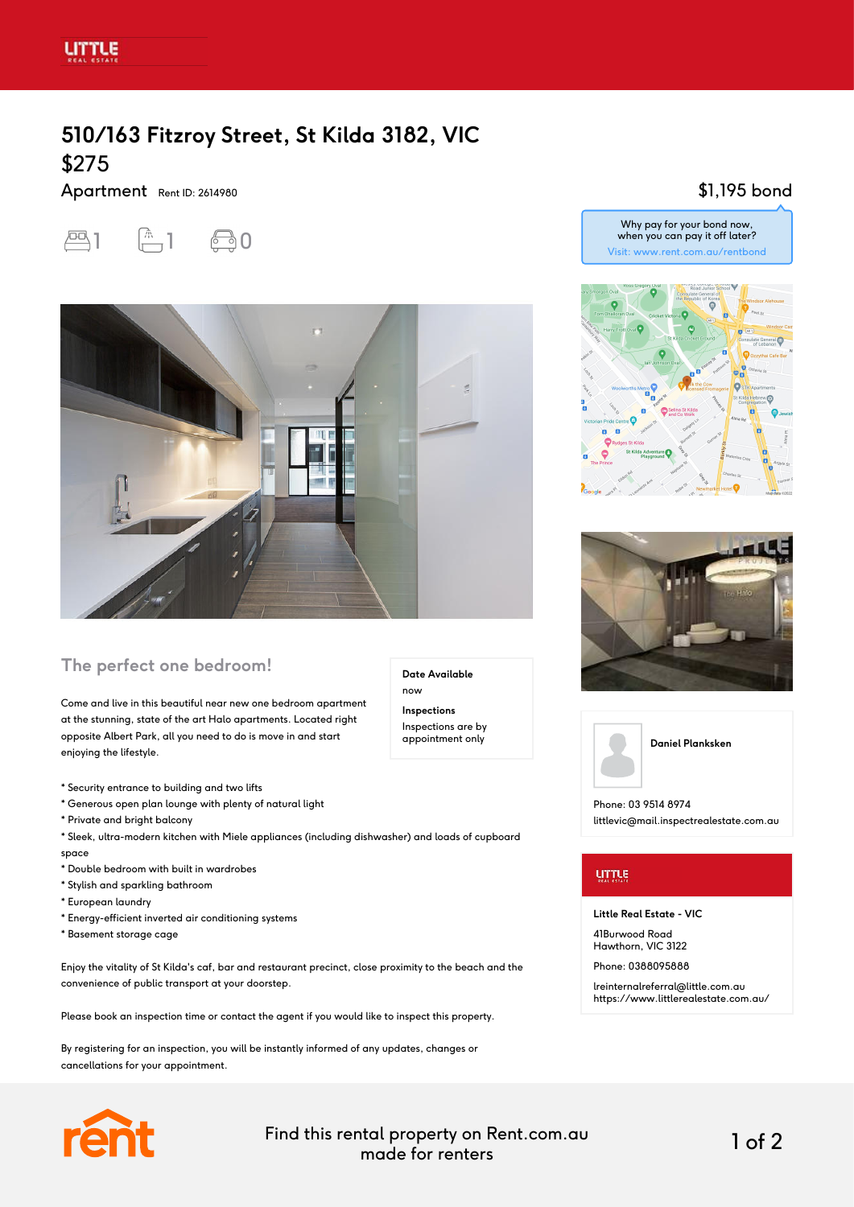# 510/163 Fitzroy Street, St Kilda 3182, VIC

## $275

Apartment Rent ID: 2614980

1 1 0

$1,195 bond

Why pay for your bond now, when you can pay it off later?
Visit: www.rent.com.au/rentbond

## The perfect one bedroom!

**Date Available**
now

**Inspections**
Inspections are by appointment only

Come and live in this beautiful near new one bedroom apartment at the stunning, state of the art Halo apartments. Located right opposite Albert Park, all you need to do is move in and start enjoying the lifestyle.

* Security entrance to building and two lifts
* Generous open plan lounge with plenty of natural light
* Private and bright balcony
* Sleek, ultra-modern kitchen with Miele appliances (including dishwasher) and loads of cupboard space
* Double bedroom with built in wardrobes
* Stylish and sparkling bathroom
* European laundry
* Energy-efficient inverted air conditioning systems
* Basement storage cage

Enjoy the vitality of St Kilda's caf, bar and restaurant precinct, close proximity to the beach and the convenience of public transport at your doorstep.

Please book an inspection time or contact the agent if you would like to inspect this property.

By registering for an inspection, you will be instantly informed of any updates, changes or cancellations for your appointment.

**Daniel Planksken**

Phone: 03 9514 8974
littlevic@mail.inspectrealestate.com.au

**Little Real Estate - VIC**

41Burwood Road
Hawthorn, VIC 3122

Phone: 0388095888

lreinternalreferral@little.com.au
https://www.littlerealestate.com.au/

Find this rental property on Rent.com.au
made for renters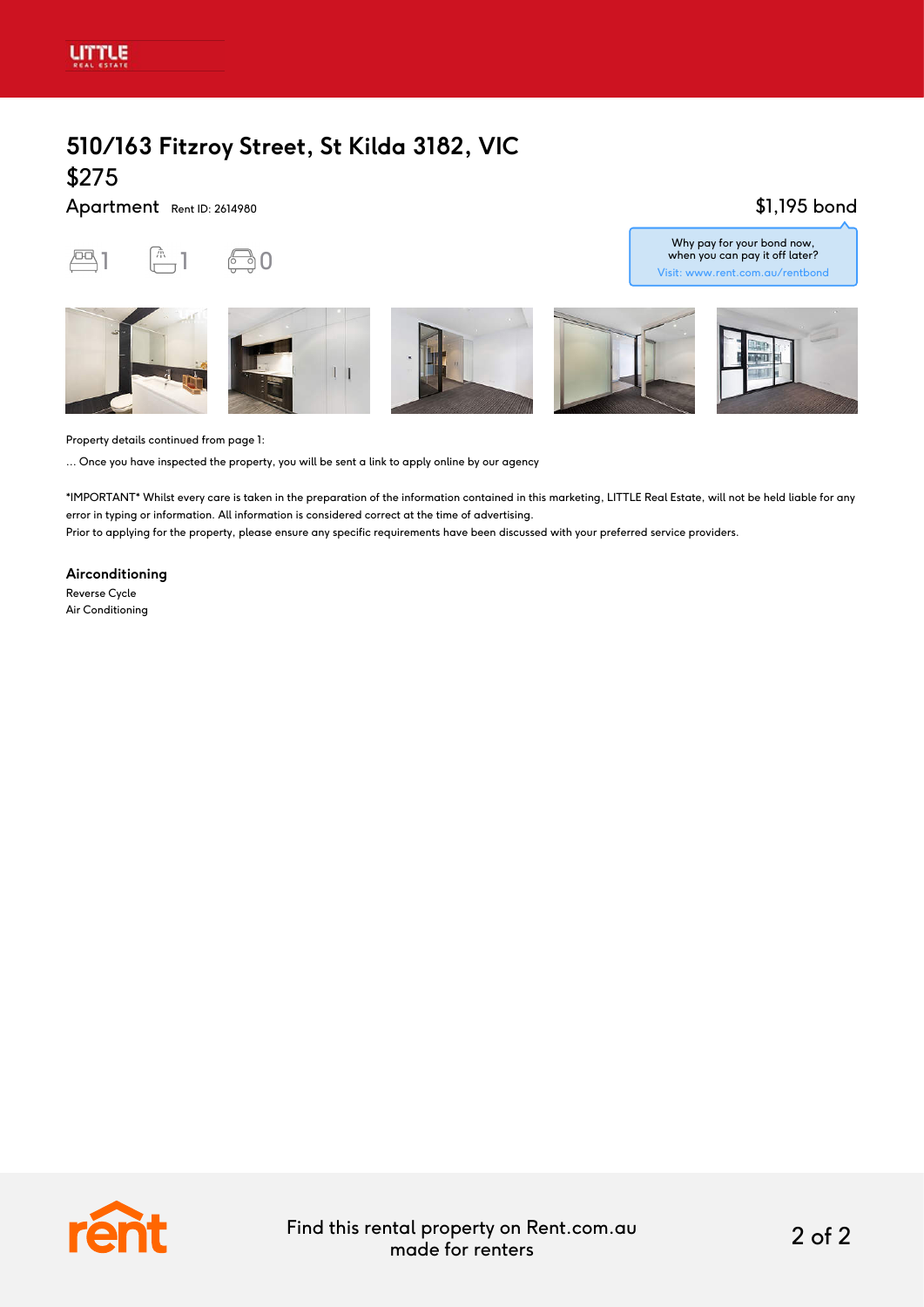# 510/163 Fitzroy Street, St Kilda 3182, VIC

$275

Apartment Rent ID: 2614980

$1,195 bond

Why pay for your bond now, when you can pay it off later?
Visit: www.rent.com.au/rentbond

1 1 0

Property details continued from page 1:

... Once you have inspected the property, you will be sent a link to apply online by our agency

*IMPORTANT* Whilst every care is taken in the preparation of the information contained in this marketing, LITTLE Real Estate, will not be held liable for any error in typing or information. All information is considered correct at the time of advertising.
Prior to applying for the property, please ensure any specific requirements have been discussed with your preferred service providers.

**Airconditioning**

Reverse Cycle
Air Conditioning

Find this rental property on Rent.com.au made for renters